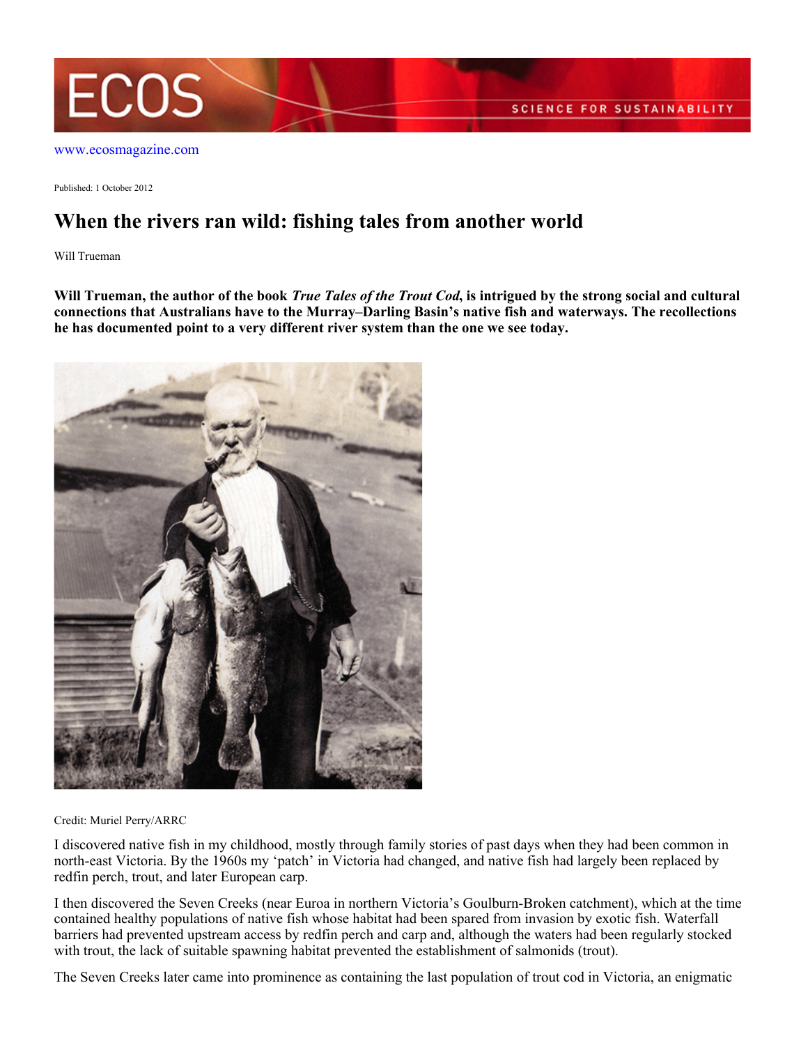www.ecosmagazine.com

Published: 1 October 2012

# When the rivers ran wild: fishing tales from another world

Will Trueman

**Will Trueman, the author of the book *True Tales of the Trout Cod*, is intrigued by the strong social and cultural connections that Australians have to the Murray–Darling Basin's native fish and waterways. The recollections he has documented point to a very different river system than the one we see today.**

Credit: Muriel Perry/ARRC

I discovered native fish in my childhood, mostly through family stories of past days when they had been common in north-east Victoria. By the 1960s my 'patch' in Victoria had changed, and native fish had largely been replaced by redfin perch, trout, and later European carp.

I then discovered the Seven Creeks (near Euroa in northern Victoria's Goulburn-Broken catchment), which at the time contained healthy populations of native fish whose habitat had been spared from invasion by exotic fish. Waterfall barriers had prevented upstream access by redfin perch and carp and, although the waters had been regularly stocked with trout, the lack of suitable spawning habitat prevented the establishment of salmonids (trout).

The Seven Creeks later came into prominence as containing the last population of trout cod in Victoria, an enigmatic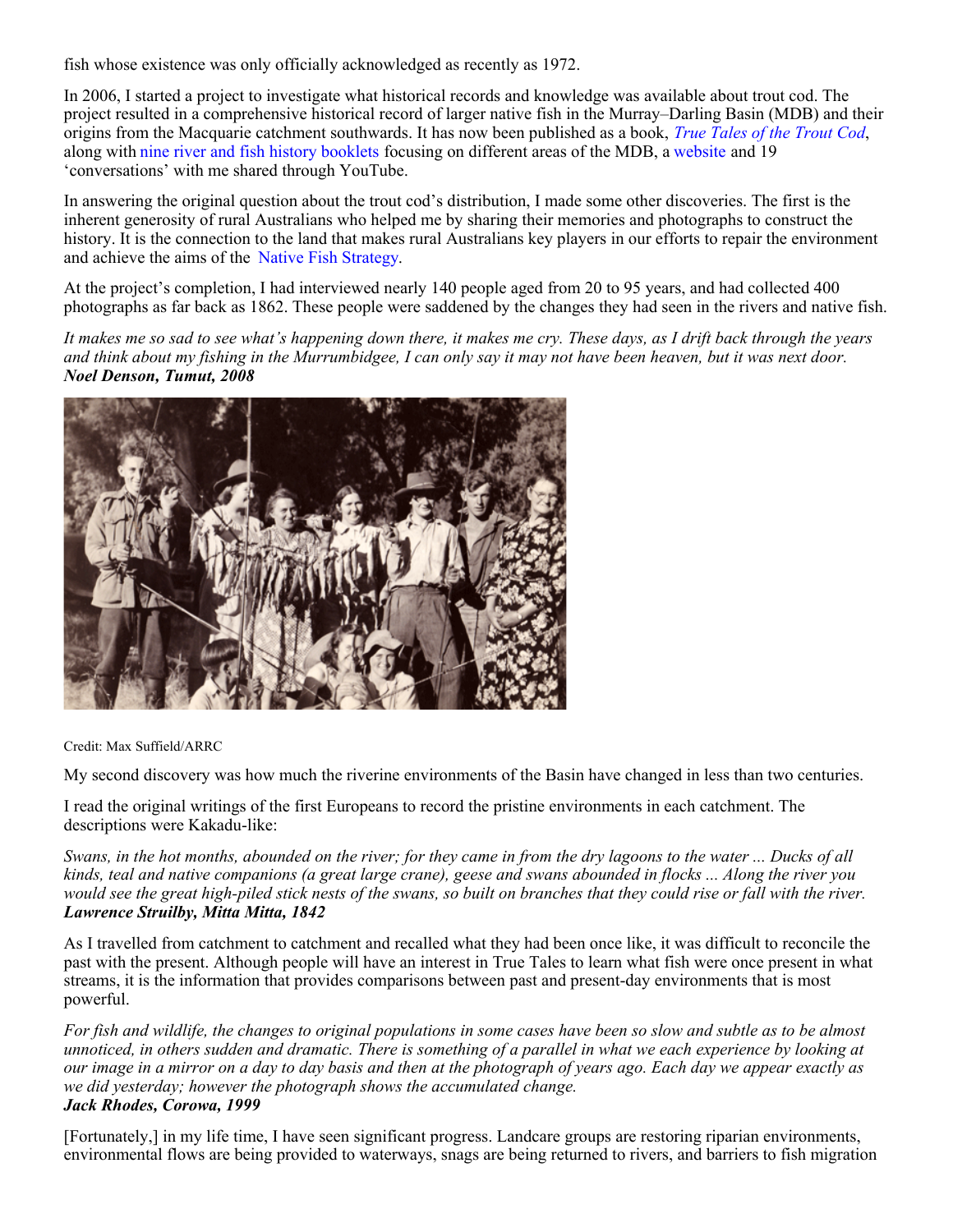fish whose existence was only officially acknowledged as recently as 1972.

In 2006, I started a project to investigate what historical records and knowledge was available about trout cod. The project resulted in a comprehensive historical record of larger native fish in the Murray–Darling Basin (MDB) and their origins from the Macquarie catchment southwards. It has now been published as a book, *True Tales of the Trout Cod*, along with nine river and fish history booklets focusing on different areas of the MDB, a website and 19 'conversations' with me shared through YouTube.

In answering the original question about the trout cod's distribution, I made some other discoveries. The first is the inherent generosity of rural Australians who helped me by sharing their memories and photographs to construct the history. It is the connection to the land that makes rural Australians key players in our efforts to repair the environment and achieve the aims of the Native Fish Strategy.

At the project's completion, I had interviewed nearly 140 people aged from 20 to 95 years, and had collected 400 photographs as far back as 1862. These people were saddened by the changes they had seen in the rivers and native fish.

*It makes me so sad to see what's happening down there, it makes me cry. These days, as I drift back through the years and think about my fishing in the Murrumbidgee, I can only say it may not have been heaven, but it was next door.*
***Noel Denson, Tumut, 2008***

Credit: Max Suffield/ARRC

My second discovery was how much the riverine environments of the Basin have changed in less than two centuries.

I read the original writings of the first Europeans to record the pristine environments in each catchment. The descriptions were Kakadu-like:

*Swans, in the hot months, abounded on the river; for they came in from the dry lagoons to the water ... Ducks of all kinds, teal and native companions (a great large crane), geese and swans abounded in flocks ... Along the river you would see the great high-piled stick nests of the swans, so built on branches that they could rise or fall with the river.*
***Lawrence Struilby, Mitta Mitta, 1842***

As I travelled from catchment to catchment and recalled what they had been once like, it was difficult to reconcile the past with the present. Although people will have an interest in True Tales to learn what fish were once present in what streams, it is the information that provides comparisons between past and present-day environments that is most powerful.

*For fish and wildlife, the changes to original populations in some cases have been so slow and subtle as to be almost unnoticed, in others sudden and dramatic. There is something of a parallel in what we each experience by looking at our image in a mirror on a day to day basis and then at the photograph of years ago. Each day we appear exactly as we did yesterday; however the photograph shows the accumulated change.*
***Jack Rhodes, Corowa, 1999***

[Fortunately,] in my life time, I have seen significant progress. Landcare groups are restoring riparian environments, environmental flows are being provided to waterways, snags are being returned to rivers, and barriers to fish migration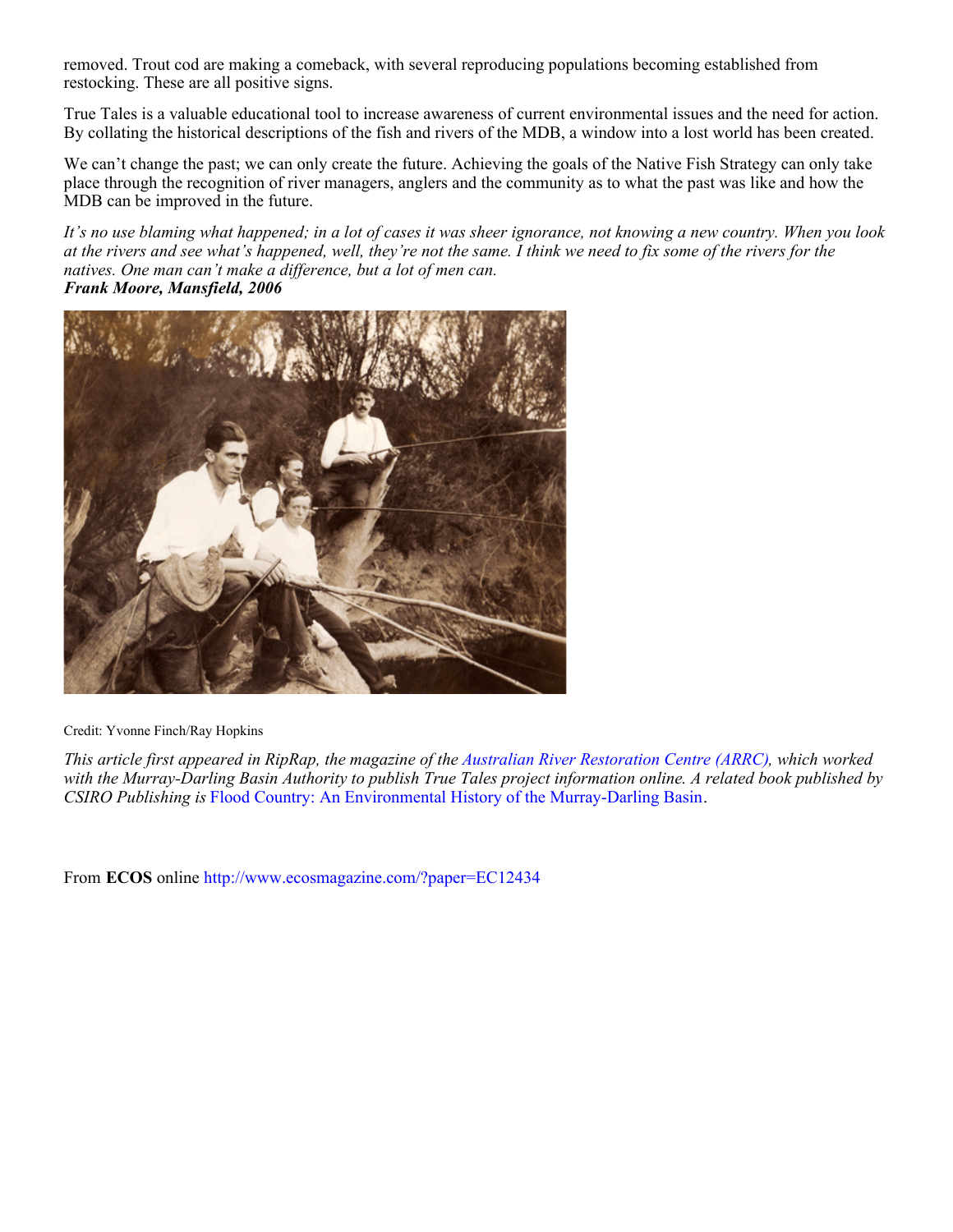removed. Trout cod are making a comeback, with several reproducing populations becoming established from restocking. These are all positive signs.

True Tales is a valuable educational tool to increase awareness of current environmental issues and the need for action. By collating the historical descriptions of the fish and rivers of the MDB, a window into a lost world has been created.

We can't change the past; we can only create the future. Achieving the goals of the Native Fish Strategy can only take place through the recognition of river managers, anglers and the community as to what the past was like and how the MDB can be improved in the future.

*It's no use blaming what happened; in a lot of cases it was sheer ignorance, not knowing a new country. When you look at the rivers and see what's happened, well, they're not the same. I think we need to fix some of the rivers for the natives. One man can't make a difference, but a lot of men can.*
***Frank Moore, Mansfield, 2006***

Credit: Yvonne Finch/Ray Hopkins

*This article first appeared in RipRap, the magazine of the Australian River Restoration Centre (ARRC), which worked with the Murray-Darling Basin Authority to publish True Tales project information online. A related book published by CSIRO Publishing is* Flood Country: An Environmental History of the Murray-Darling Basin.

From **ECOS** online http://www.ecosmagazine.com/?paper=EC12434